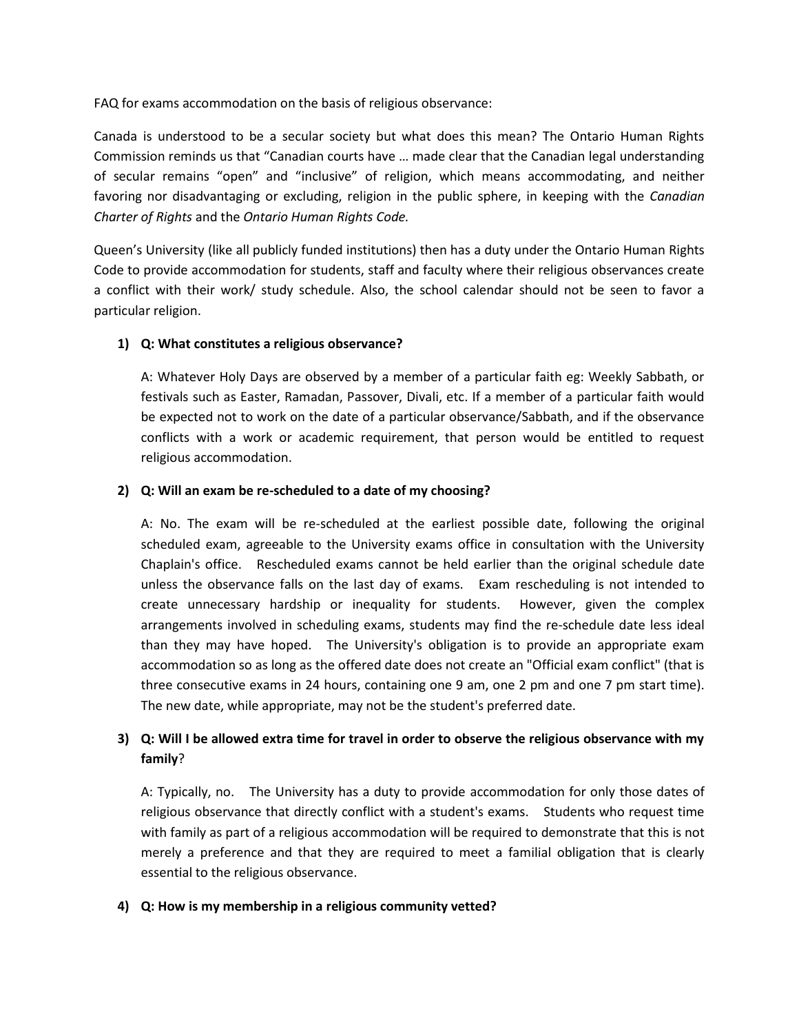FAQ for exams accommodation on the basis of religious observance:

Canada is understood to be a secular society but what does this mean? The Ontario Human Rights Commission reminds us that "Canadian courts have … made clear that the Canadian legal understanding of secular remains "open" and "inclusive" of religion, which means accommodating, and neither favoring nor disadvantaging or excluding, religion in the public sphere, in keeping with the *Canadian Charter of Rights* and the *Ontario Human Rights Code.*

Queen's University (like all publicly funded institutions) then has a duty under the Ontario Human Rights Code to provide accommodation for students, staff and faculty where their religious observances create a conflict with their work/ study schedule. Also, the school calendar should not be seen to favor a particular religion.

1) **Q: What constitutes a religious observance?**

   A: Whatever Holy Days are observed by a member of a particular faith eg: Weekly Sabbath, or festivals such as Easter, Ramadan, Passover, Divali, etc. If a member of a particular faith would be expected not to work on the date of a particular observance/Sabbath, and if the observance conflicts with a work or academic requirement, that person would be entitled to request religious accommodation.

2) **Q: Will an exam be re-scheduled to a date of my choosing?**

   A: No. The exam will be re-scheduled at the earliest possible date, following the original scheduled exam, agreeable to the University exams office in consultation with the University Chaplain's office. Rescheduled exams cannot be held earlier than the original schedule date unless the observance falls on the last day of exams. Exam rescheduling is not intended to create unnecessary hardship or inequality for students. However, given the complex arrangements involved in scheduling exams, students may find the re-schedule date less ideal than they may have hoped. The University's obligation is to provide an appropriate exam accommodation so as long as the offered date does not create an "Official exam conflict" (that is three consecutive exams in 24 hours, containing one 9 am, one 2 pm and one 7 pm start time). The new date, while appropriate, may not be the student's preferred date.

3) **Q: Will I be allowed extra time for travel in order to observe the religious observance with my family**?

   A: Typically, no. The University has a duty to provide accommodation for only those dates of religious observance that directly conflict with a student's exams. Students who request time with family as part of a religious accommodation will be required to demonstrate that this is not merely a preference and that they are required to meet a familial obligation that is clearly essential to the religious observance.

4) **Q: How is my membership in a religious community vetted?**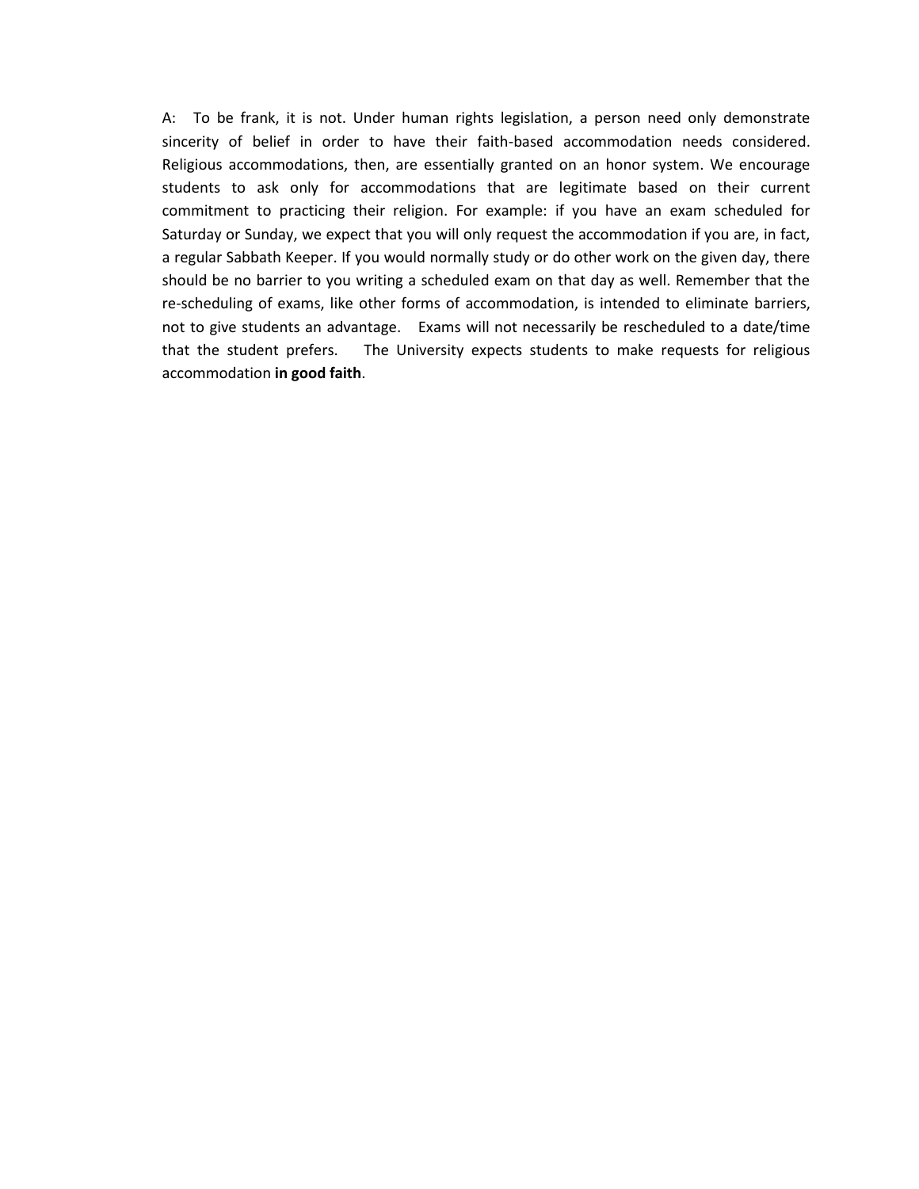A: To be frank, it is not. Under human rights legislation, a person need only demonstrate sincerity of belief in order to have their faith-based accommodation needs considered. Religious accommodations, then, are essentially granted on an honor system. We encourage students to ask only for accommodations that are legitimate based on their current commitment to practicing their religion. For example: if you have an exam scheduled for Saturday or Sunday, we expect that you will only request the accommodation if you are, in fact, a regular Sabbath Keeper. If you would normally study or do other work on the given day, there should be no barrier to you writing a scheduled exam on that day as well. Remember that the re-scheduling of exams, like other forms of accommodation, is intended to eliminate barriers, not to give students an advantage. Exams will not necessarily be rescheduled to a date/time that the student prefers. The University expects students to make requests for religious accommodation **in good faith**.